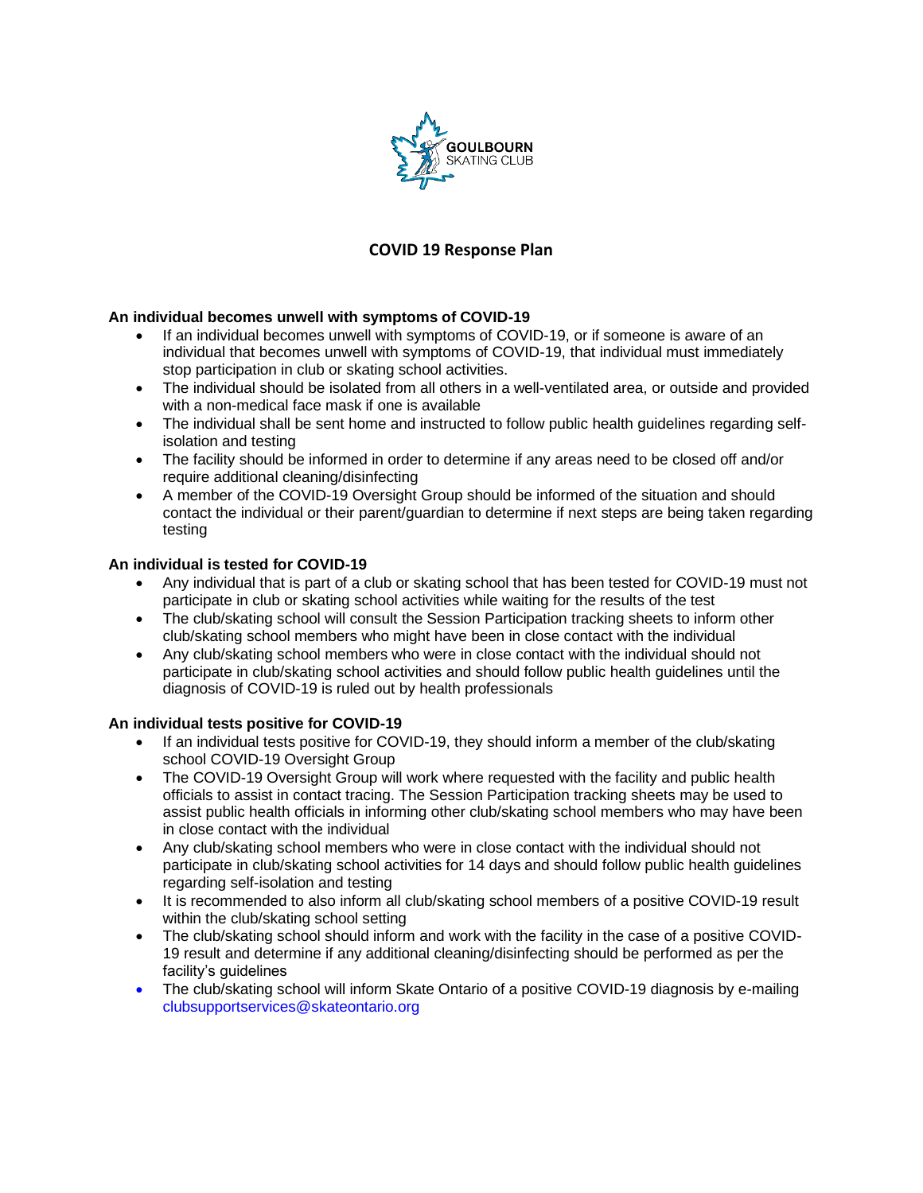GOULBOURN SKATING CLUB

# COVID 19 Response Plan

**An individual becomes unwell with symptoms of COVID-19**

- If an individual becomes unwell with symptoms of COVID-19, or if someone is aware of an individual that becomes unwell with symptoms of COVID-19, that individual must immediately stop participation in club or skating school activities.
- The individual should be isolated from all others in a well-ventilated area, or outside and provided with a non-medical face mask if one is available
- The individual shall be sent home and instructed to follow public health guidelines regarding self-isolation and testing
- The facility should be informed in order to determine if any areas need to be closed off and/or require additional cleaning/disinfecting
- A member of the COVID-19 Oversight Group should be informed of the situation and should contact the individual or their parent/guardian to determine if next steps are being taken regarding testing

**An individual is tested for COVID-19**

- Any individual that is part of a club or skating school that has been tested for COVID-19 must not participate in club or skating school activities while waiting for the results of the test
- The club/skating school will consult the Session Participation tracking sheets to inform other club/skating school members who might have been in close contact with the individual
- Any club/skating school members who were in close contact with the individual should not participate in club/skating school activities and should follow public health guidelines until the diagnosis of COVID-19 is ruled out by health professionals

**An individual tests positive for COVID-19**

- If an individual tests positive for COVID-19, they should inform a member of the club/skating school COVID-19 Oversight Group
- The COVID-19 Oversight Group will work where requested with the facility and public health officials to assist in contact tracing. The Session Participation tracking sheets may be used to assist public health officials in informing other club/skating school members who may have been in close contact with the individual
- Any club/skating school members who were in close contact with the individual should not participate in club/skating school activities for 14 days and should follow public health guidelines regarding self-isolation and testing
- It is recommended to also inform all club/skating school members of a positive COVID-19 result within the club/skating school setting
- The club/skating school should inform and work with the facility in the case of a positive COVID-19 result and determine if any additional cleaning/disinfecting should be performed as per the facility's guidelines
- The club/skating school will inform Skate Ontario of a positive COVID-19 diagnosis by e-mailing clubsupportservices@skateontario.org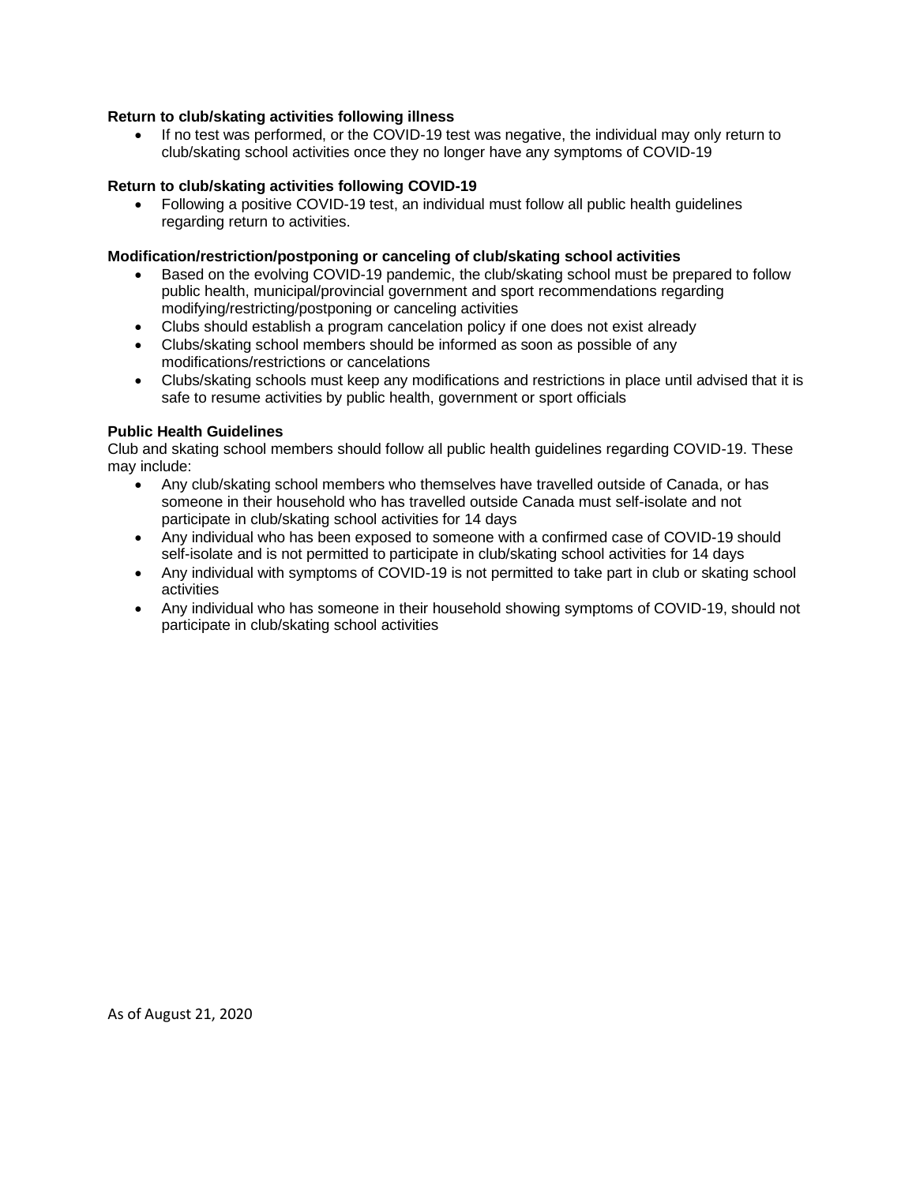**Return to club/skating activities following illness**

- If no test was performed, or the COVID-19 test was negative, the individual may only return to club/skating school activities once they no longer have any symptoms of COVID-19

**Return to club/skating activities following COVID-19**

- Following a positive COVID-19 test, an individual must follow all public health guidelines regarding return to activities.

**Modification/restriction/postponing or canceling of club/skating school activities**

- Based on the evolving COVID-19 pandemic, the club/skating school must be prepared to follow public health, municipal/provincial government and sport recommendations regarding modifying/restricting/postponing or canceling activities
- Clubs should establish a program cancelation policy if one does not exist already
- Clubs/skating school members should be informed as soon as possible of any modifications/restrictions or cancelations
- Clubs/skating schools must keep any modifications and restrictions in place until advised that it is safe to resume activities by public health, government or sport officials

**Public Health Guidelines**

Club and skating school members should follow all public health guidelines regarding COVID-19. These may include:

- Any club/skating school members who themselves have travelled outside of Canada, or has someone in their household who has travelled outside Canada must self-isolate and not participate in club/skating school activities for 14 days
- Any individual who has been exposed to someone with a confirmed case of COVID-19 should self-isolate and is not permitted to participate in club/skating school activities for 14 days
- Any individual with symptoms of COVID-19 is not permitted to take part in club or skating school activities
- Any individual who has someone in their household showing symptoms of COVID-19, should not participate in club/skating school activities

As of August 21, 2020